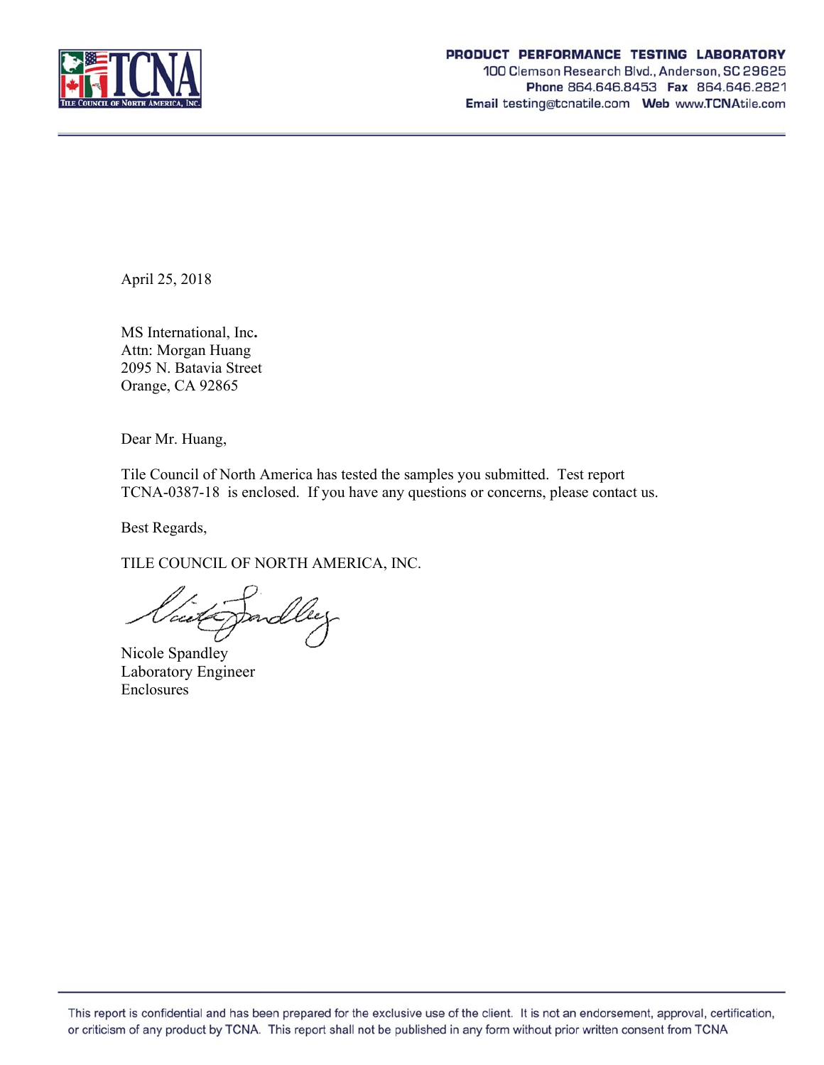**PRODUCT PERFORMANCE TESTING LABORATORY**
100 Clemson Research Blvd., Anderson, SC 29625
**Phone** 864.646.8453 **Fax** 864.646.2821
**Email** testing@tcnatile.com **Web** www.TCNAtile.com

April 25, 2018

MS International, Inc.
Attn: Morgan Huang
2095 N. Batavia Street
Orange, CA 92865

Dear Mr. Huang,

Tile Council of North America has tested the samples you submitted. Test report TCNA-0387-18 is enclosed. If you have any questions or concerns, please contact us.

Best Regards,

TILE COUNCIL OF NORTH AMERICA, INC.

Nicole Spandley
Laboratory Engineer
Enclosures

This report is confidential and has been prepared for the exclusive use of the client. It is not an endorsement, approval, certification, or criticism of any product by TCNA. This report shall not be published in any form without prior written consent from TCNA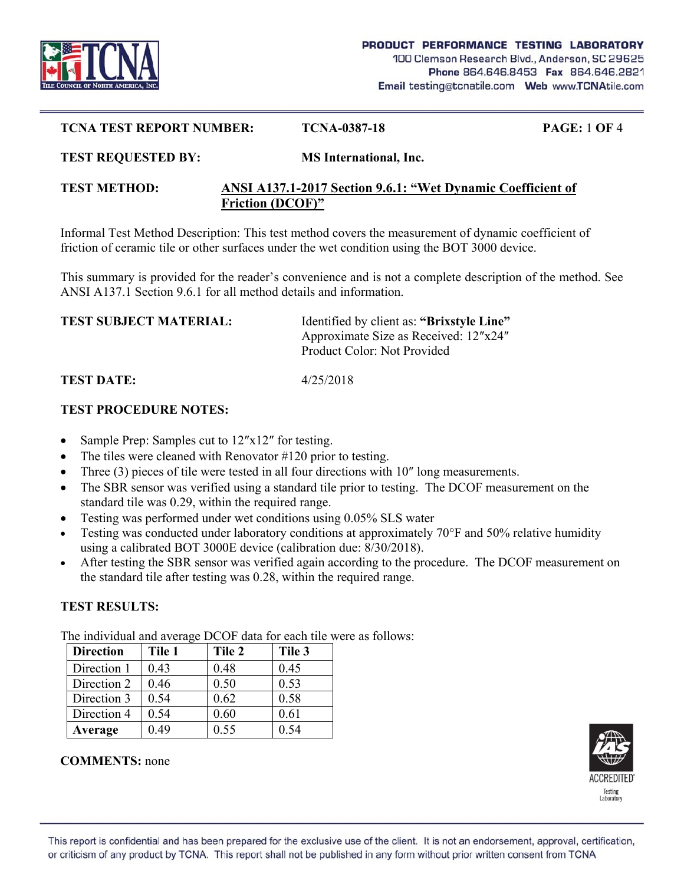**TCNA TEST REPORT NUMBER:** **TCNA-0387-18** **PAGE:** 1 **OF** 4

**TEST REQUESTED BY:** **MS International, Inc.**

**TEST METHOD:** **ANSI A137.1-2017 Section 9.6.1: "Wet Dynamic Coefficient of Friction (DCOF)"**

Informal Test Method Description: This test method covers the measurement of dynamic coefficient of friction of ceramic tile or other surfaces under the wet condition using the BOT 3000 device.

This summary is provided for the reader's convenience and is not a complete description of the method. See ANSI A137.1 Section 9.6.1 for all method details and information.

**TEST SUBJECT MATERIAL:** Identified by client as: **"Brixstyle Line"**
Approximate Size as Received: 12″x24″
Product Color: Not Provided

**TEST DATE:** 4/25/2018

**TEST PROCEDURE NOTES:**

- Sample Prep: Samples cut to 12″x12″ for testing.
- The tiles were cleaned with Renovator #120 prior to testing.
- Three (3) pieces of tile were tested in all four directions with 10″ long measurements.
- The SBR sensor was verified using a standard tile prior to testing. The DCOF measurement on the standard tile was 0.29, within the required range.
- Testing was performed under wet conditions using 0.05% SLS water
- Testing was conducted under laboratory conditions at approximately 70°F and 50% relative humidity using a calibrated BOT 3000E device (calibration due: 8/30/2018).
- After testing the SBR sensor was verified again according to the procedure. The DCOF measurement on the standard tile after testing was 0.28, within the required range.

**TEST RESULTS:**

The individual and average DCOF data for each tile were as follows:

| **Direction** | **Tile 1** | **Tile 2** | **Tile 3** |
|---|---|---|---|
| Direction 1 | 0.43 | 0.48 | 0.45 |
| Direction 2 | 0.46 | 0.50 | 0.53 |
| Direction 3 | 0.54 | 0.62 | 0.58 |
| Direction 4 | 0.54 | 0.60 | 0.61 |
| **Average** | 0.49 | 0.55 | 0.54 |

**COMMENTS:** none

This report is confidential and has been prepared for the exclusive use of the client. It is not an endorsement, approval, certification, or criticism of any product by TCNA. This report shall not be published in any form without prior written consent from TCNA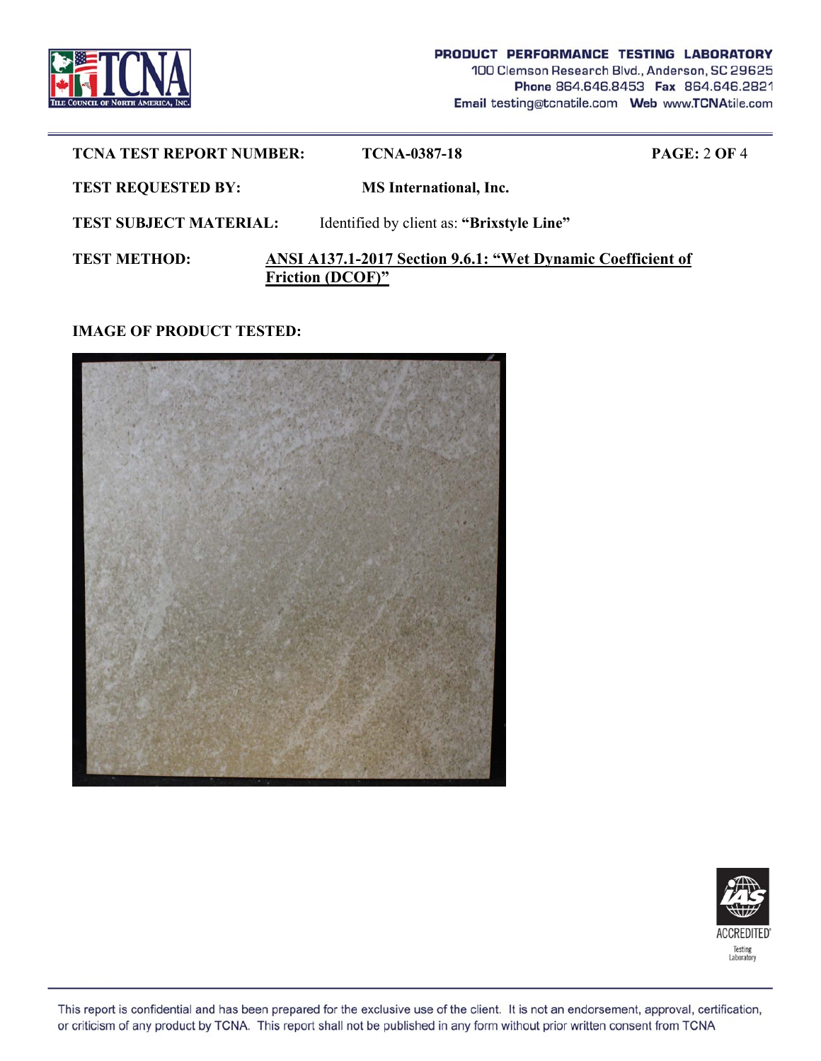**TCNA TEST REPORT NUMBER:** TCNA-0387-18

**TEST REQUESTED BY:** MS International, Inc.

**TEST SUBJECT MATERIAL:** Identified by client as: **"Brixstyle Line"**

**TEST METHOD:** **ANSI A137.1-2017 Section 9.6.1: "Wet Dynamic Coefficient of Friction (DCOF)"**

**IMAGE OF PRODUCT TESTED:**

This report is confidential and has been prepared for the exclusive use of the client. It is not an endorsement, approval, certification, or criticism of any product by TCNA. This report shall not be published in any form without prior written consent from TCNA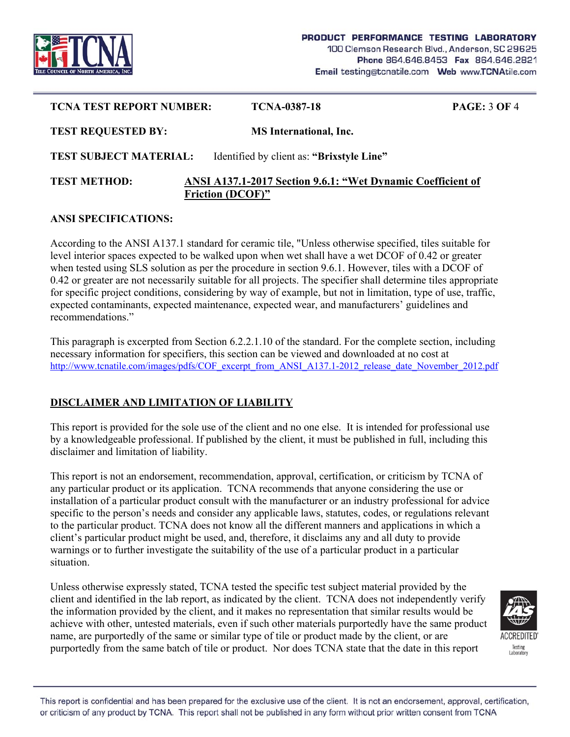**TCNA TEST REPORT NUMBER:** **TCNA-0387-18**

**TEST REQUESTED BY:** **MS International, Inc.**

**TEST SUBJECT MATERIAL:** Identified by client as: **"Brixstyle Line"**

**TEST METHOD:** **ANSI A137.1-2017 Section 9.6.1: "Wet Dynamic Coefficient of Friction (DCOF)"**

**ANSI SPECIFICATIONS:**

According to the ANSI A137.1 standard for ceramic tile, "Unless otherwise specified, tiles suitable for level interior spaces expected to be walked upon when wet shall have a wet DCOF of 0.42 or greater when tested using SLS solution as per the procedure in section 9.6.1. However, tiles with a DCOF of 0.42 or greater are not necessarily suitable for all projects. The specifier shall determine tiles appropriate for specific project conditions, considering by way of example, but not in limitation, type of use, traffic, expected contaminants, expected maintenance, expected wear, and manufacturers' guidelines and recommendations."

This paragraph is excerpted from Section 6.2.2.1.10 of the standard. For the complete section, including necessary information for specifiers, this section can be viewed and downloaded at no cost at http://www.tcnatile.com/images/pdfs/COF_excerpt_from_ANSI_A137.1-2012_release_date_November_2012.pdf

## DISCLAIMER AND LIMITATION OF LIABILITY

This report is provided for the sole use of the client and no one else. It is intended for professional use by a knowledgeable professional. If published by the client, it must be published in full, including this disclaimer and limitation of liability.

This report is not an endorsement, recommendation, approval, certification, or criticism by TCNA of any particular product or its application. TCNA recommends that anyone considering the use or installation of a particular product consult with the manufacturer or an industry professional for advice specific to the person's needs and consider any applicable laws, statutes, codes, or regulations relevant to the particular product. TCNA does not know all the different manners and applications in which a client's particular product might be used, and, therefore, it disclaims any and all duty to provide warnings or to further investigate the suitability of the use of a particular product in a particular situation.

Unless otherwise expressly stated, TCNA tested the specific test subject material provided by the client and identified in the lab report, as indicated by the client. TCNA does not independently verify the information provided by the client, and it makes no representation that similar results would be achieve with other, untested materials, even if such other materials purportedly have the same product name, are purportedly of the same or similar type of tile or product made by the client, or are purportedly from the same batch of tile or product. Nor does TCNA state that the date in this report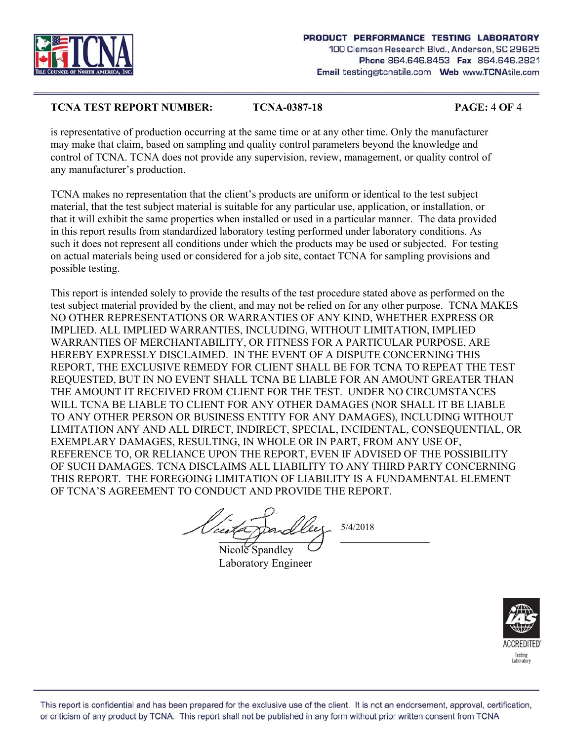is representative of production occurring at the same time or at any other time. Only the manufacturer may make that claim, based on sampling and quality control parameters beyond the knowledge and control of TCNA. TCNA does not provide any supervision, review, management, or quality control of any manufacturer's production.

TCNA makes no representation that the client's products are uniform or identical to the test subject material, that the test subject material is suitable for any particular use, application, or installation, or that it will exhibit the same properties when installed or used in a particular manner. The data provided in this report results from standardized laboratory testing performed under laboratory conditions. As such it does not represent all conditions under which the products may be used or subjected. For testing on actual materials being used or considered for a job site, contact TCNA for sampling provisions and possible testing.

This report is intended solely to provide the results of the test procedure stated above as performed on the test subject material provided by the client, and may not be relied on for any other purpose. TCNA MAKES NO OTHER REPRESENTATIONS OR WARRANTIES OF ANY KIND, WHETHER EXPRESS OR IMPLIED. ALL IMPLIED WARRANTIES, INCLUDING, WITHOUT LIMITATION, IMPLIED WARRANTIES OF MERCHANTABILITY, OR FITNESS FOR A PARTICULAR PURPOSE, ARE HEREBY EXPRESSLY DISCLAIMED. IN THE EVENT OF A DISPUTE CONCERNING THIS REPORT, THE EXCLUSIVE REMEDY FOR CLIENT SHALL BE FOR TCNA TO REPEAT THE TEST REQUESTED, BUT IN NO EVENT SHALL TCNA BE LIABLE FOR AN AMOUNT GREATER THAN THE AMOUNT IT RECEIVED FROM CLIENT FOR THE TEST. UNDER NO CIRCUMSTANCES WILL TCNA BE LIABLE TO CLIENT FOR ANY OTHER DAMAGES (NOR SHALL IT BE LIABLE TO ANY OTHER PERSON OR BUSINESS ENTITY FOR ANY DAMAGES), INCLUDING WITHOUT LIMITATION ANY AND ALL DIRECT, INDIRECT, SPECIAL, INCIDENTAL, CONSEQUENTIAL, OR EXEMPLARY DAMAGES, RESULTING, IN WHOLE OR IN PART, FROM ANY USE OF, REFERENCE TO, OR RELIANCE UPON THE REPORT, EVEN IF ADVISED OF THE POSSIBILITY OF SUCH DAMAGES. TCNA DISCLAIMS ALL LIABILITY TO ANY THIRD PARTY CONCERNING THIS REPORT. THE FOREGOING LIMITATION OF LIABILITY IS A FUNDAMENTAL ELEMENT OF TCNA'S AGREEMENT TO CONDUCT AND PROVIDE THE REPORT.

Nicole Spandley
Laboratory Engineer

5/4/2018

This report is confidential and has been prepared for the exclusive use of the client. It is not an endorsement, approval, certification, or criticism of any product by TCNA. This report shall not be published in any form without prior written consent from TCNA